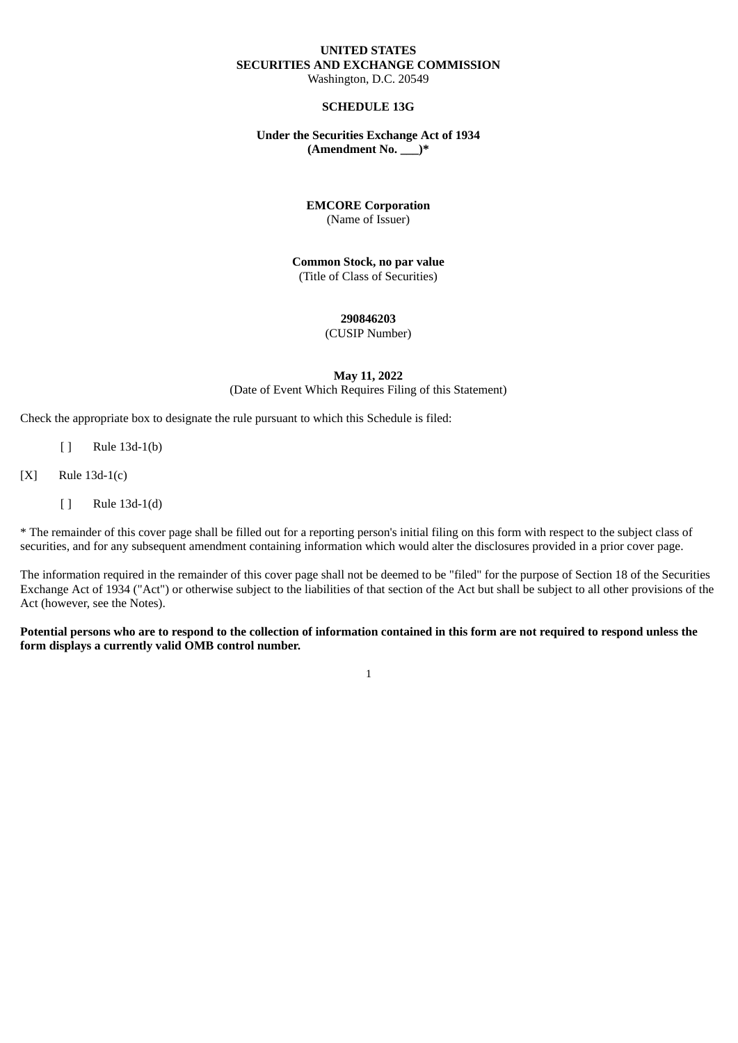**UNITED STATES**
**SECURITIES AND EXCHANGE COMMISSION**
Washington, D.C. 20549

**SCHEDULE 13G**

**Under the Securities Exchange Act of 1934**
**(Amendment No. ___)***

**EMCORE Corporation**
(Name of Issuer)

**Common Stock, no par value**
(Title of Class of Securities)

**290846203**
(CUSIP Number)

**May 11, 2022**
(Date of Event Which Requires Filing of this Statement)

Check the appropriate box to designate the rule pursuant to which this Schedule is filed:

[ ] Rule 13d-1(b)

[X] Rule 13d-1(c)

[ ] Rule 13d-1(d)

* The remainder of this cover page shall be filled out for a reporting person's initial filing on this form with respect to the subject class of securities, and for any subsequent amendment containing information which would alter the disclosures provided in a prior cover page.

The information required in the remainder of this cover page shall not be deemed to be "filed" for the purpose of Section 18 of the Securities Exchange Act of 1934 ("Act") or otherwise subject to the liabilities of that section of the Act but shall be subject to all other provisions of the Act (however, see the Notes).

**Potential persons who are to respond to the collection of information contained in this form are not required to respond unless the form displays a currently valid OMB control number.**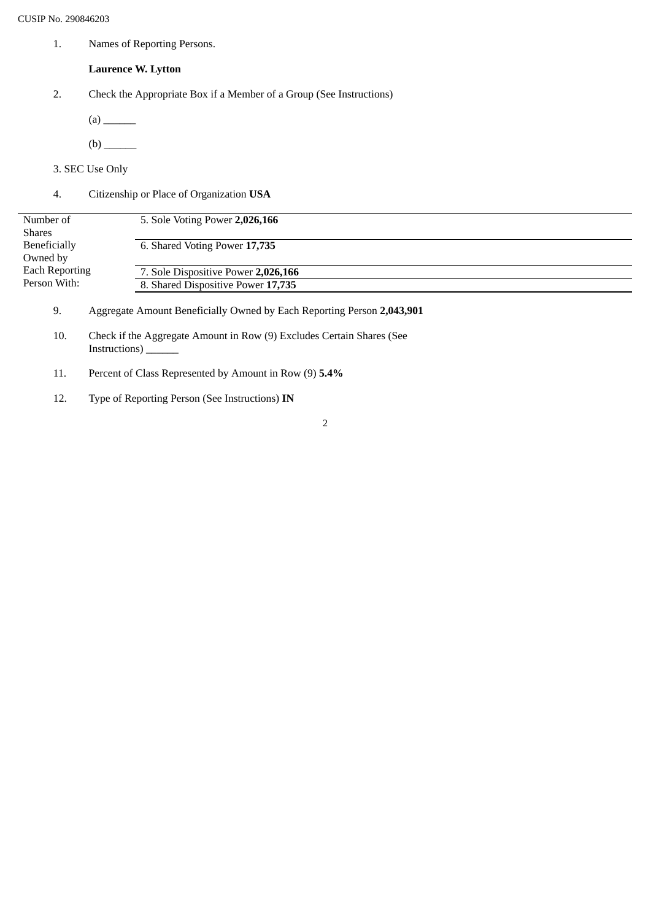CUSIP No. 290846203

1. Names of Reporting Persons.

   **Laurence W. Lytton**

2. Check the Appropriate Box if a Member of a Group (See Instructions)

   (a) ______

   (b) ______

3. SEC Use Only

4. Citizenship or Place of Organization **USA**

| Number of Shares Beneficially Owned by Each Reporting Person With: | 5. Sole Voting Power **2,026,166** |
|---|---|
| | 6. Shared Voting Power **17,735** |
| | 7. Sole Dispositive Power **2,026,166** |
| | 8. Shared Dispositive Power **17,735** |

9. Aggregate Amount Beneficially Owned by Each Reporting Person **2,043,901**

10. Check if the Aggregate Amount in Row (9) Excludes Certain Shares (See Instructions) ______

11. Percent of Class Represented by Amount in Row (9) **5.4%**

12. Type of Reporting Person (See Instructions) **IN**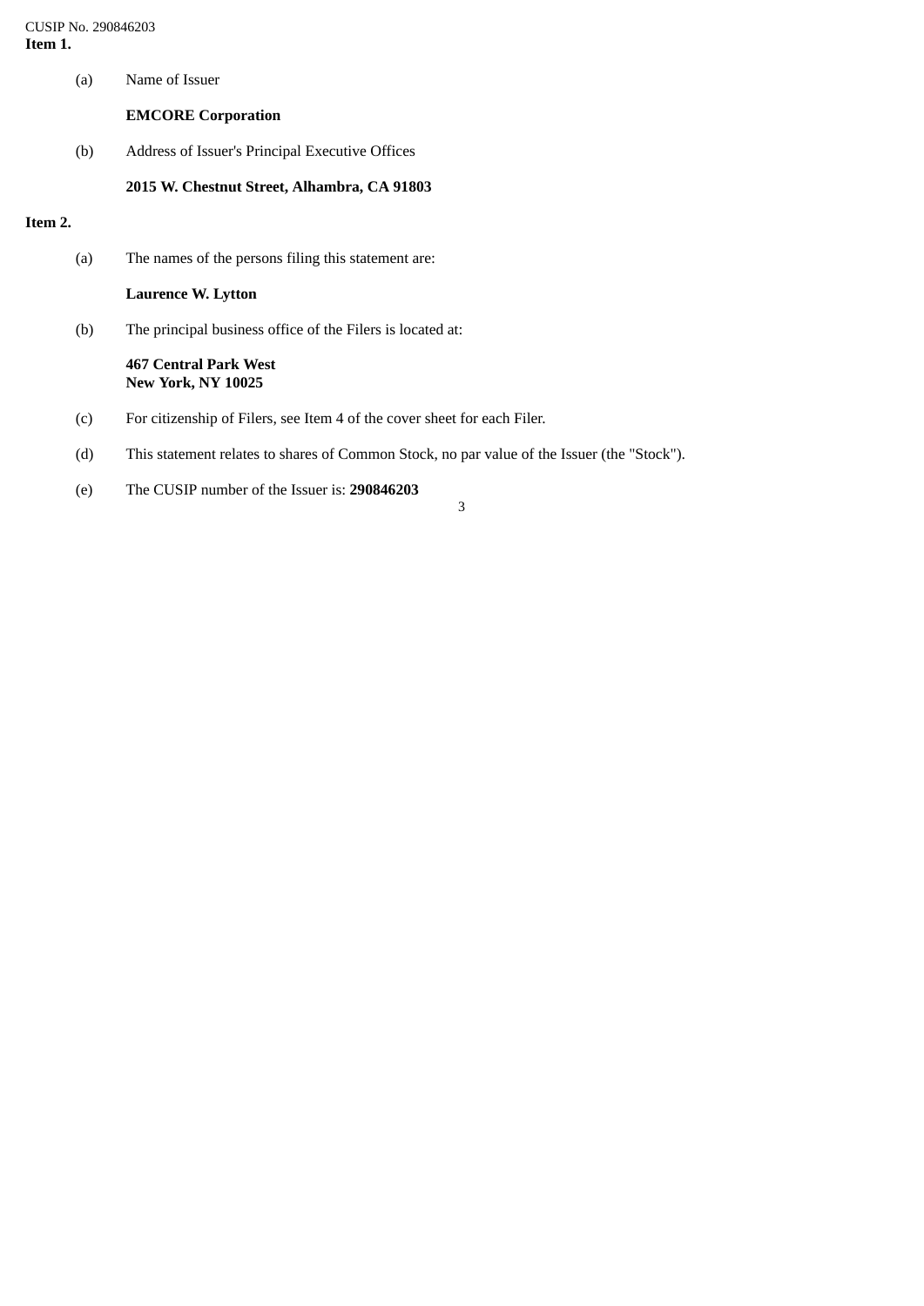CUSIP No. 290846203

**Item 1.**

(a) Name of Issuer

**EMCORE Corporation**

(b) Address of Issuer's Principal Executive Offices

**2015 W. Chestnut Street, Alhambra, CA 91803**

**Item 2.**

(a) The names of the persons filing this statement are:

**Laurence W. Lytton**

(b) The principal business office of the Filers is located at:

**467 Central Park West**
**New York, NY 10025**

(c) For citizenship of Filers, see Item 4 of the cover sheet for each Filer.

(d) This statement relates to shares of Common Stock, no par value of the Issuer (the "Stock").

(e) The CUSIP number of the Issuer is: **290846203**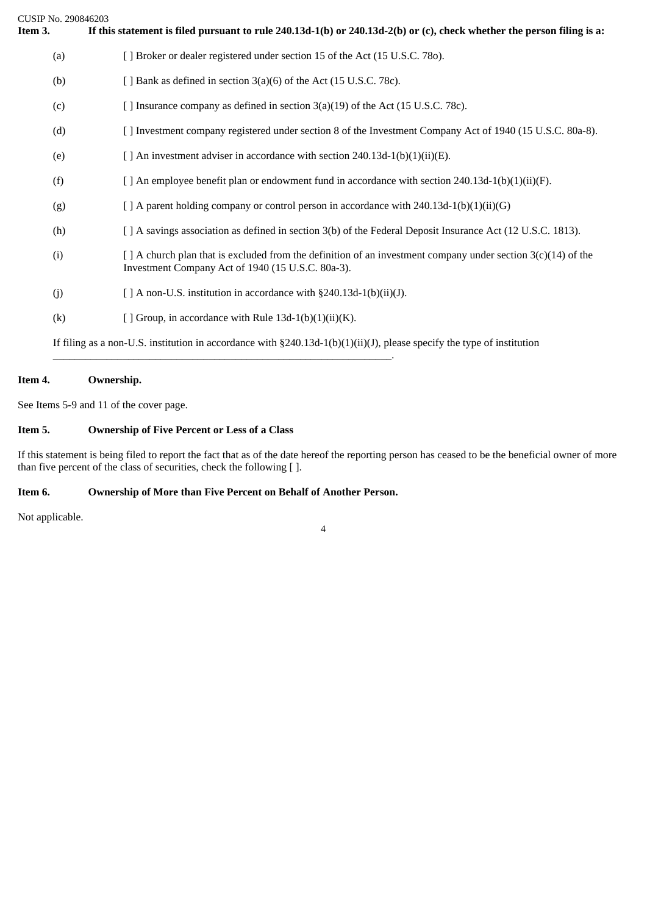CUSIP No. 290846203

**Item 3. If this statement is filed pursuant to rule 240.13d-1(b) or 240.13d-2(b) or (c), check whether the person filing is a:**

(a) [ ] Broker or dealer registered under section 15 of the Act (15 U.S.C. 78o).

(b) [ ] Bank as defined in section 3(a)(6) of the Act (15 U.S.C. 78c).

(c) [ ] Insurance company as defined in section 3(a)(19) of the Act (15 U.S.C. 78c).

(d) [ ] Investment company registered under section 8 of the Investment Company Act of 1940 (15 U.S.C. 80a-8).

(e) [ ] An investment adviser in accordance with section 240.13d-1(b)(1)(ii)(E).

(f) [ ] An employee benefit plan or endowment fund in accordance with section 240.13d-1(b)(1)(ii)(F).

(g) [ ] A parent holding company or control person in accordance with 240.13d-1(b)(1)(ii)(G)

(h) [ ] A savings association as defined in section 3(b) of the Federal Deposit Insurance Act (12 U.S.C. 1813).

(i) [ ] A church plan that is excluded from the definition of an investment company under section 3(c)(14) of the Investment Company Act of 1940 (15 U.S.C. 80a-3).

(j) [ ] A non-U.S. institution in accordance with §240.13d-1(b)(ii)(J).

(k) [ ] Group, in accordance with Rule 13d-1(b)(1)(ii)(K).

If filing as a non-U.S. institution in accordance with §240.13d-1(b)(1)(ii)(J), please specify the type of institution \_\_\_\_\_\_\_\_\_\_\_\_\_\_\_\_\_\_\_\_\_\_\_\_\_\_\_\_\_\_\_\_\_\_\_\_\_\_\_\_\_\_\_\_\_\_\_\_\_\_\_\_\_\_\_\_\_\_\_\_\_\_.

**Item 4. Ownership.**

See Items 5-9 and 11 of the cover page.

**Item 5. Ownership of Five Percent or Less of a Class**

If this statement is being filed to report the fact that as of the date hereof the reporting person has ceased to be the beneficial owner of more than five percent of the class of securities, check the following [ ].

**Item 6. Ownership of More than Five Percent on Behalf of Another Person.**

Not applicable.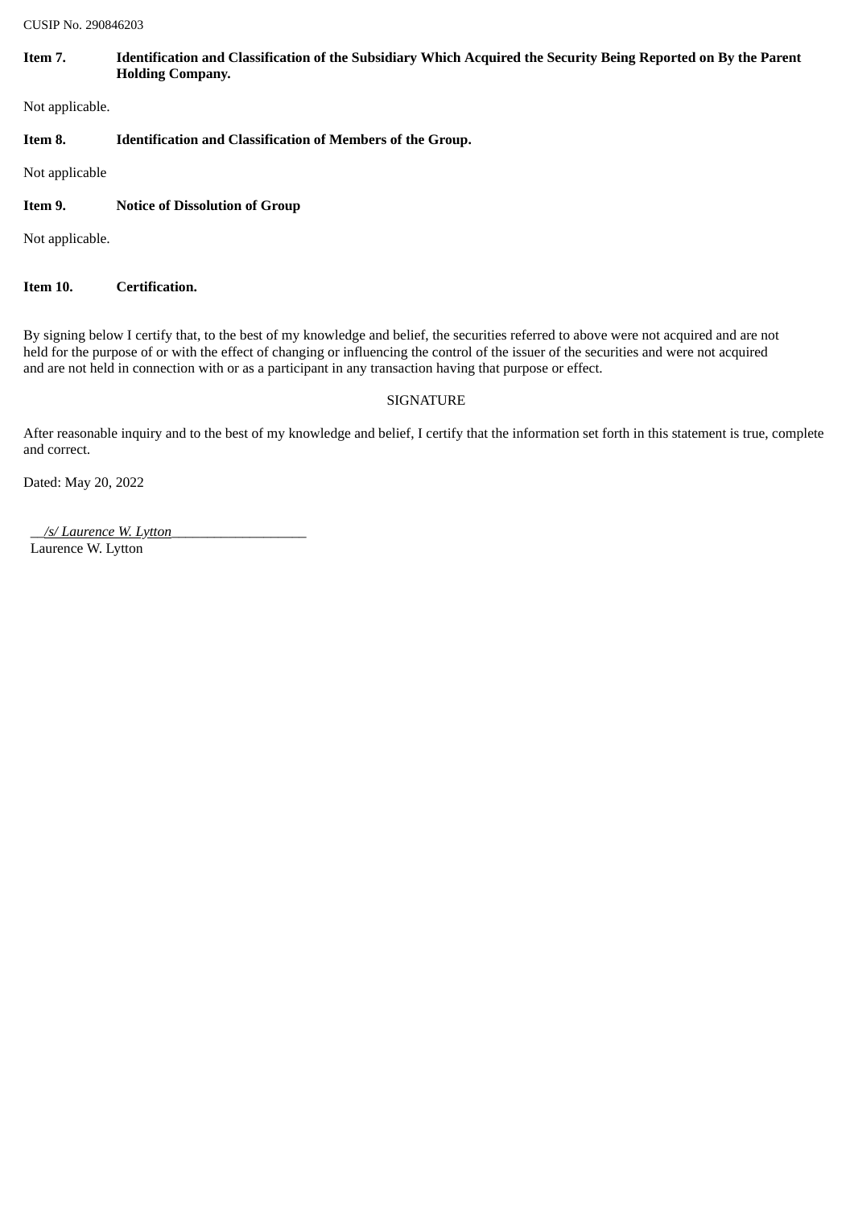**Item 7. Identification and Classification of the Subsidiary Which Acquired the Security Being Reported on By the Parent Holding Company.**

Not applicable.

**Item 8. Identification and Classification of Members of the Group.**

Not applicable

**Item 9. Notice of Dissolution of Group**

Not applicable.

**Item 10. Certification.**

By signing below I certify that, to the best of my knowledge and belief, the securities referred to above were not acquired and are not held for the purpose of or with the effect of changing or influencing the control of the issuer of the securities and were not acquired and are not held in connection with or as a participant in any transaction having that purpose or effect.

SIGNATURE

After reasonable inquiry and to the best of my knowledge and belief, I certify that the information set forth in this statement is true, complete and correct.

Dated: May 20, 2022

*/s/ Laurence W. Lytton*
Laurence W. Lytton